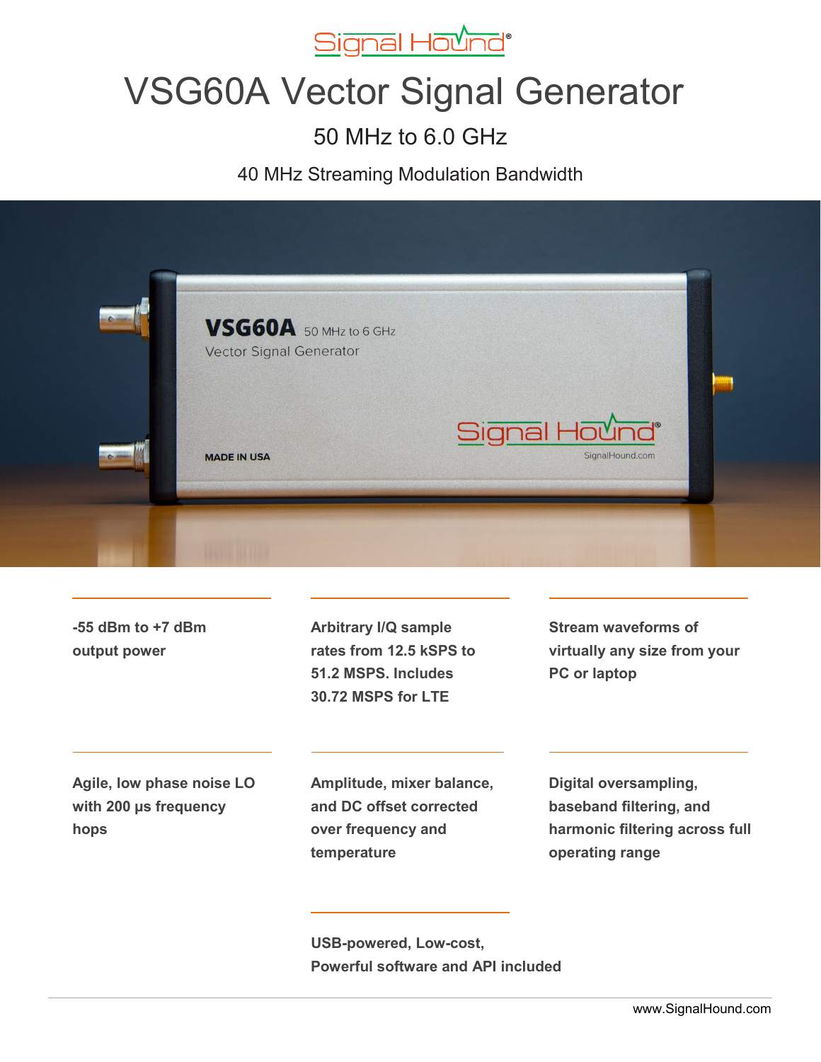Signal Hound®

# VSG60A Vector Signal Generator

## 50 MHz to 6.0 GHz

### 40 MHz Streaming Modulation Bandwidth

**-55 dBm to +7 dBm output power**

**Arbitrary I/Q sample rates from 12.5 kSPS to 51.2 MSPS. Includes 30.72 MSPS for LTE**

**Stream waveforms of virtually any size from your PC or laptop**

**Agile, low phase noise LO with 200 μs frequency hops**

**Amplitude, mixer balance, and DC offset corrected over frequency and temperature**

**Digital oversampling, baseband filtering, and harmonic filtering across full operating range**

**USB-powered, Low-cost, Powerful software and API included**

www.SignalHound.com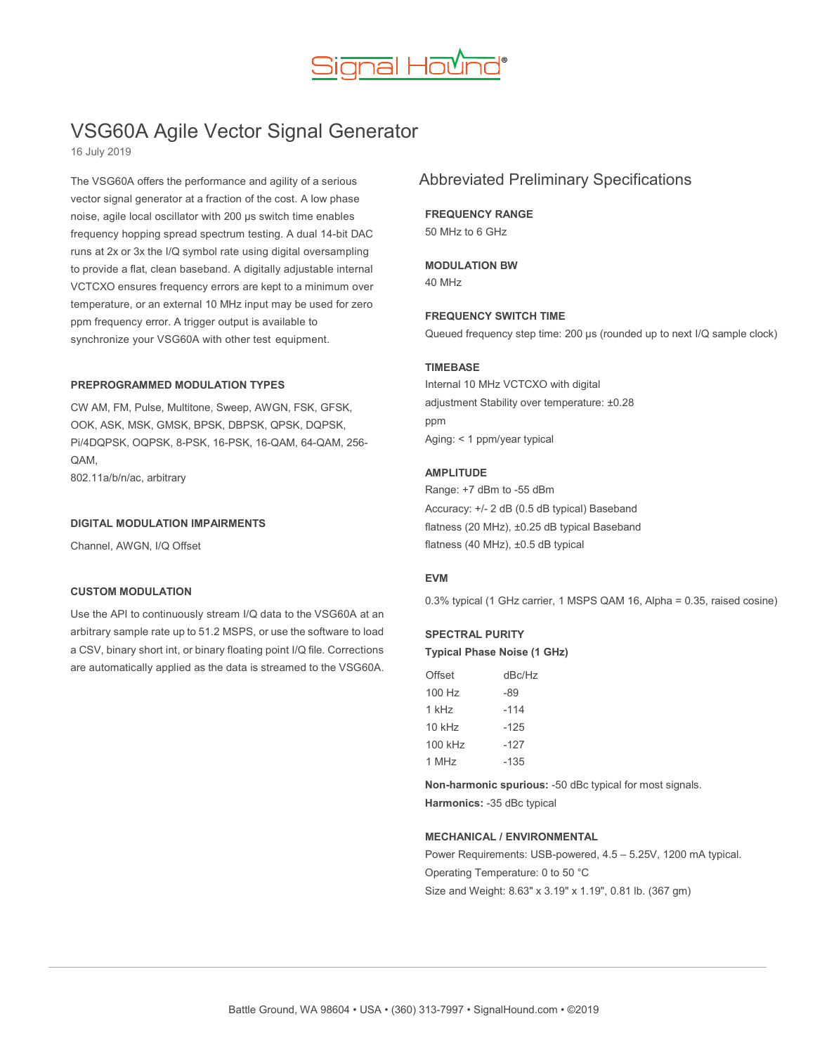Signal Hound®

# VSG60A Agile Vector Signal Generator

16 July 2019

The VSG60A offers the performance and agility of a serious vector signal generator at a fraction of the cost. A low phase noise, agile local oscillator with 200 µs switch time enables frequency hopping spread spectrum testing. A dual 14-bit DAC runs at 2x or 3x the I/Q symbol rate using digital oversampling to provide a flat, clean baseband. A digitally adjustable internal VCTCXO ensures frequency errors are kept to a minimum over temperature, or an external 10 MHz input may be used for zero ppm frequency error. A trigger output is available to synchronize your VSG60A with other test equipment.

### PREPROGRAMMED MODULATION TYPES

CW AM, FM, Pulse, Multitone, Sweep, AWGN, FSK, GFSK, OOK, ASK, MSK, GMSK, BPSK, DBPSK, QPSK, DQPSK, Pi/4DQPSK, OQPSK, 8-PSK, 16-PSK, 16-QAM, 64-QAM, 256-QAM,
802.11a/b/n/ac, arbitrary

### DIGITAL MODULATION IMPAIRMENTS

Channel, AWGN, I/Q Offset

### CUSTOM MODULATION

Use the API to continuously stream I/Q data to the VSG60A at an arbitrary sample rate up to 51.2 MSPS, or use the software to load a CSV, binary short int, or binary floating point I/Q file. Corrections are automatically applied as the data is streamed to the VSG60A.

## Abbreviated Preliminary Specifications

### FREQUENCY RANGE

50 MHz to 6 GHz

### MODULATION BW

40 MHz

### FREQUENCY SWITCH TIME

Queued frequency step time: 200 µs (rounded up to next I/Q sample clock)

### TIMEBASE

Internal 10 MHz VCTCXO with digital adjustment Stability over temperature: ±0.28 ppm
Aging: < 1 ppm/year typical

### AMPLITUDE

Range: +7 dBm to -55 dBm
Accuracy: +/- 2 dB (0.5 dB typical) Baseband flatness (20 MHz), ±0.25 dB typical Baseband flatness (40 MHz), ±0.5 dB typical

### EVM

0.3% typical (1 GHz carrier, 1 MSPS QAM 16, Alpha = 0.35, raised cosine)

### SPECTRAL PURITY

**Typical Phase Noise (1 GHz)**

| Offset | dBc/Hz |
|---|---|
| 100 Hz | -89 |
| 1 kHz | -114 |
| 10 kHz | -125 |
| 100 kHz | -127 |
| 1 MHz | -135 |

**Non-harmonic spurious:** -50 dBc typical for most signals.
**Harmonics:** -35 dBc typical

### MECHANICAL / ENVIRONMENTAL

Power Requirements: USB-powered, 4.5 – 5.25V, 1200 mA typical.
Operating Temperature: 0 to 50 °C
Size and Weight: 8.63" x 3.19" x 1.19", 0.81 lb. (367 gm)

Battle Ground, WA 98604 • USA • (360) 313-7997 • SignalHound.com • ©2019